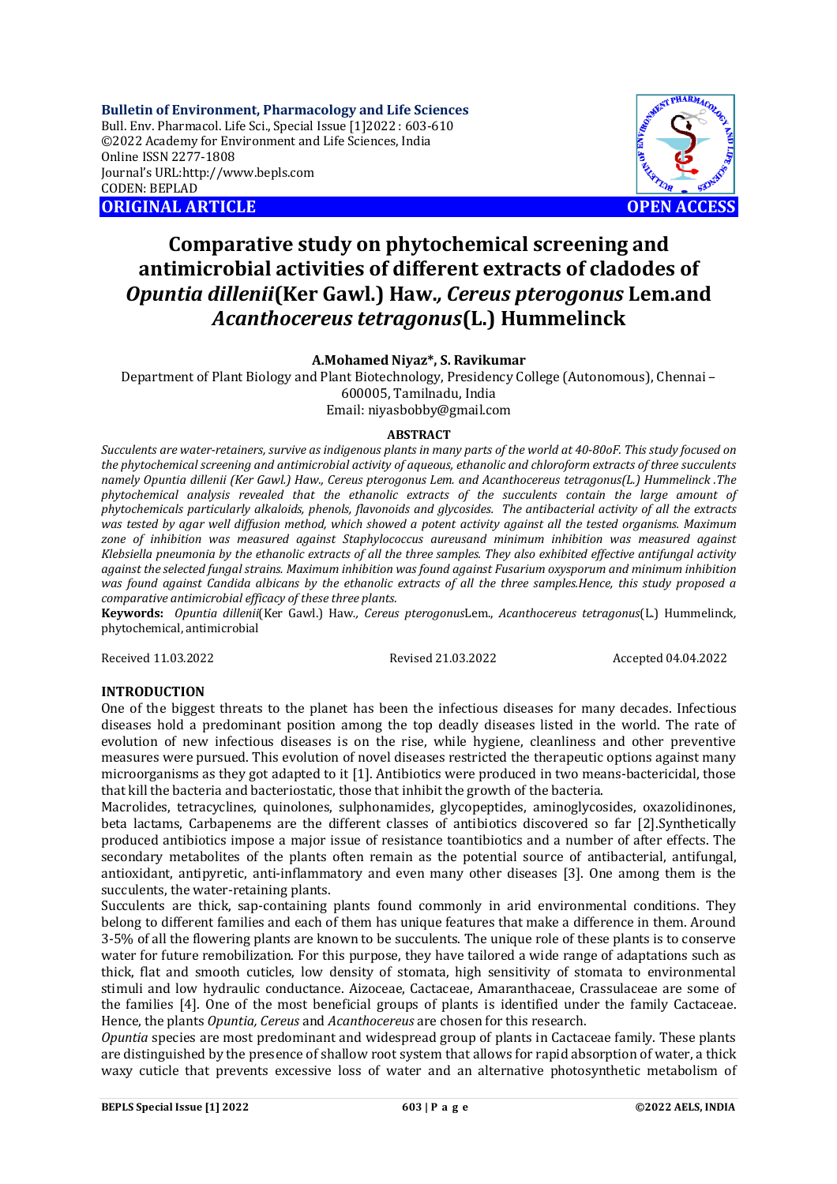**Bulletin of Environment, Pharmacology and Life Sciences**
Bull. Env. Pharmacol. Life Sci., Special Issue [1]2022 : 603-610
©2022 Academy for Environment and Life Sciences, India
Online ISSN 2277-1808
Journal's URL:http://www.bepls.com
CODEN: BEPLAD

**ORIGINAL ARTICLE** **OPEN ACCESS**

# Comparative study on phytochemical screening and antimicrobial activities of different extracts of cladodes of *Opuntia dillenii*(Ker Gawl.) Haw., *Cereus pterogonus* Lem.and *Acanthocereus tetragonus*(L.) Hummelinck

**A.Mohamed Niyaz\*, S. Ravikumar**

Department of Plant Biology and Plant Biotechnology, Presidency College (Autonomous), Chennai – 600005, Tamilnadu, India
Email: niyasbobby@gmail.com

## ABSTRACT

*Succulents are water-retainers, survive as indigenous plants in many parts of the world at 40-80oF. This study focused on the phytochemical screening and antimicrobial activity of aqueous, ethanolic and chloroform extracts of three succulents namely Opuntia dillenii (Ker Gawl.) Haw., Cereus pterogonus Lem. and Acanthocereus tetragonus(L.) Hummelinck .The phytochemical analysis revealed that the ethanolic extracts of the succulents contain the large amount of phytochemicals particularly alkaloids, phenols, flavonoids and glycosides. The antibacterial activity of all the extracts was tested by agar well diffusion method, which showed a potent activity against all the tested organisms. Maximum zone of inhibition was measured against Staphylococcus aureusand minimum inhibition was measured against Klebsiella pneumonia by the ethanolic extracts of all the three samples. They also exhibited effective antifungal activity against the selected fungal strains. Maximum inhibition was found against Fusarium oxysporum and minimum inhibition was found against Candida albicans by the ethanolic extracts of all the three samples.Hence, this study proposed a comparative antimicrobial efficacy of these three plants.*

**Keywords:** *Opuntia dillenii*(Ker Gawl.) Haw., *Cereus pterogonus*Lem., *Acanthocereus tetragonus*(L.) Hummelinck, phytochemical, antimicrobial

Received 11.03.2022 Revised 21.03.2022 Accepted 04.04.2022

## INTRODUCTION

One of the biggest threats to the planet has been the infectious diseases for many decades. Infectious diseases hold a predominant position among the top deadly diseases listed in the world. The rate of evolution of new infectious diseases is on the rise, while hygiene, cleanliness and other preventive measures were pursued. This evolution of novel diseases restricted the therapeutic options against many microorganisms as they got adapted to it [1]. Antibiotics were produced in two means-bactericidal, those that kill the bacteria and bacteriostatic, those that inhibit the growth of the bacteria.

Macrolides, tetracyclines, quinolones, sulphonamides, glycopeptides, aminoglycosides, oxazolidinones, beta lactams, Carbapenems are the different classes of antibiotics discovered so far [2].Synthetically produced antibiotics impose a major issue of resistance toantibiotics and a number of after effects. The secondary metabolites of the plants often remain as the potential source of antibacterial, antifungal, antioxidant, antipyretic, anti-inflammatory and even many other diseases [3]. One among them is the succulents, the water-retaining plants.

Succulents are thick, sap-containing plants found commonly in arid environmental conditions. They belong to different families and each of them has unique features that make a difference in them. Around 3-5% of all the flowering plants are known to be succulents. The unique role of these plants is to conserve water for future remobilization. For this purpose, they have tailored a wide range of adaptations such as thick, flat and smooth cuticles, low density of stomata, high sensitivity of stomata to environmental stimuli and low hydraulic conductance. Aizoceae, Cactaceae, Amaranthaceae, Crassulaceae are some of the families [4]. One of the most beneficial groups of plants is identified under the family Cactaceae. Hence, the plants *Opuntia, Cereus* and *Acanthocereus* are chosen for this research.

*Opuntia* species are most predominant and widespread group of plants in Cactaceae family. These plants are distinguished by the presence of shallow root system that allows for rapid absorption of water, a thick waxy cuticle that prevents excessive loss of water and an alternative photosynthetic metabolism of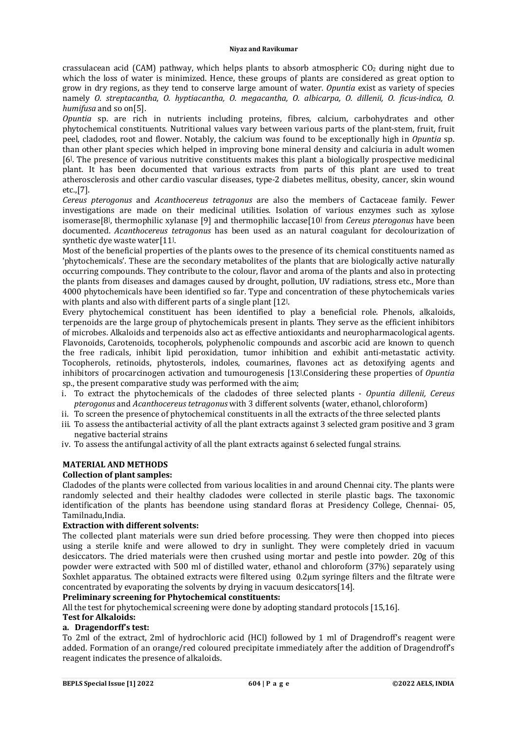crassulacean acid (CAM) pathway, which helps plants to absorb atmospheric $CO_2$ during night due to which the loss of water is minimized. Hence, these groups of plants are considered as great option to grow in dry regions, as they tend to conserve large amount of water. *Opuntia* exist as variety of species namely *O. streptacantha, O. hyptiacantha, O. megacantha, O. albicarpa, O. dillenii, O. ficus-indica, O. humifusa* and so on[5].

*Opuntia* sp. are rich in nutrients including proteins, fibres, calcium, carbohydrates and other phytochemical constituents. Nutritional values vary between various parts of the plant-stem, fruit, fruit peel, cladodes, root and flower. Notably, the calcium was found to be exceptionally high in *Opuntia* sp. than other plant species which helped in improving bone mineral density and calciuria in adult women [6]. The presence of various nutritive constituents makes this plant a biologically prospective medicinal plant. It has been documented that various extracts from parts of this plant are used to treat atherosclerosis and other cardio vascular diseases, type-2 diabetes mellitus, obesity, cancer, skin wound etc.,[7].

*Cereus pterogonus* and *Acanthocereus tetragonus* are also the members of Cactaceae family. Fewer investigations are made on their medicinal utilities. Isolation of various enzymes such as xylose isomerase[8], thermophilic xylanase [9] and thermophilic laccase[10] from *Cereus pterogonus* have been documented. *Acanthocereus tetragonus* has been used as an natural coagulant for decolourization of synthetic dye waste water[11].

Most of the beneficial properties of the plants owes to the presence of its chemical constituents named as 'phytochemicals'. These are the secondary metabolites of the plants that are biologically active naturally occurring compounds. They contribute to the colour, flavor and aroma of the plants and also in protecting the plants from diseases and damages caused by drought, pollution, UV radiations, stress etc., More than 4000 phytochemicals have been identified so far. Type and concentration of these phytochemicals varies with plants and also with different parts of a single plant [12].

Every phytochemical constituent has been identified to play a beneficial role. Phenols, alkaloids, terpenoids are the large group of phytochemicals present in plants. They serve as the efficient inhibitors of microbes. Alkaloids and terpenoids also act as effective antioxidants and neuropharmacological agents. Flavonoids, Carotenoids, tocopherols, polyphenolic compounds and ascorbic acid are known to quench the free radicals, inhibit lipid peroxidation, tumor inhibition and exhibit anti-metastatic activity. Tocopherols, retinoids, phytosterols, indoles, coumarines, flavones act as detoxifying agents and inhibitors of procarcinogen activation and tumourogenesis [13].Considering these properties of *Opuntia* sp., the present comparative study was performed with the aim;

i. To extract the phytochemicals of the cladodes of three selected plants - *Opuntia dillenii, Cereus pterogonus* and *Acanthocereus tetragonus* with 3 different solvents (water, ethanol, chloroform)
ii. To screen the presence of phytochemical constituents in all the extracts of the three selected plants
iii. To assess the antibacterial activity of all the plant extracts against 3 selected gram positive and 3 gram negative bacterial strains
iv. To assess the antifungal activity of all the plant extracts against 6 selected fungal strains.

## MATERIAL AND METHODS

### Collection of plant samples:

Cladodes of the plants were collected from various localities in and around Chennai city. The plants were randomly selected and their healthy cladodes were collected in sterile plastic bags. The taxonomic identification of the plants has beendone using standard floras at Presidency College, Chennai- 05, Tamilnadu,India.

### Extraction with different solvents:

The collected plant materials were sun dried before processing. They were then chopped into pieces using a sterile knife and were allowed to dry in sunlight. They were completely dried in vacuum desiccators. The dried materials were then crushed using mortar and pestle into powder. 20g of this powder were extracted with 500 ml of distilled water, ethanol and chloroform (37%) separately using Soxhlet apparatus. The obtained extracts were filtered using 0.2µm syringe filters and the filtrate were concentrated by evaporating the solvents by drying in vacuum desiccators[14].

### Preliminary screening for Phytochemical constituents:

All the test for phytochemical screening were done by adopting standard protocols [15,16].

### Test for Alkaloids:

#### a. Dragendorff's test:

To 2ml of the extract, 2ml of hydrochloric acid (HCl) followed by 1 ml of Dragendroff's reagent were added. Formation of an orange/red coloured precipitate immediately after the addition of Dragendroff's reagent indicates the presence of alkaloids.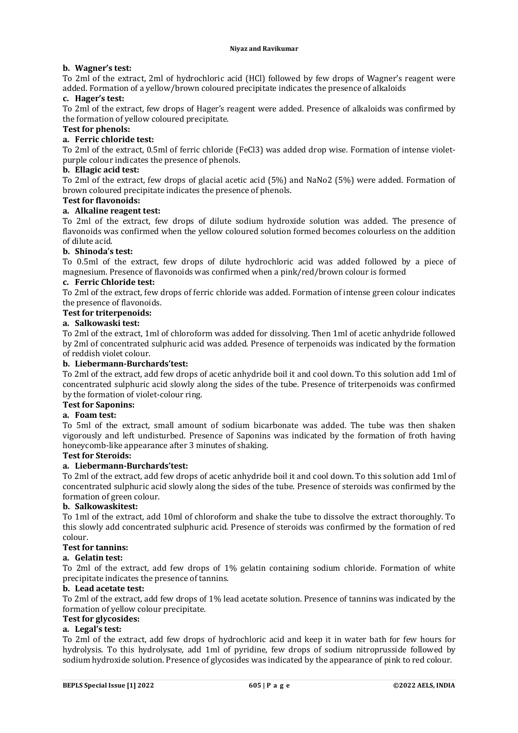**b. Wagner's test:**

To 2ml of the extract, 2ml of hydrochloric acid (HCl) followed by few drops of Wagner's reagent were added. Formation of a yellow/brown coloured precipitate indicates the presence of alkaloids

**c. Hager's test:**

To 2ml of the extract, few drops of Hager's reagent were added. Presence of alkaloids was confirmed by the formation of yellow coloured precipitate.

**Test for phenols:**

**a. Ferric chloride test:**

To 2ml of the extract, 0.5ml of ferric chloride ($FeCl_3$) was added drop wise. Formation of intense violet-purple colour indicates the presence of phenols.

**b. Ellagic acid test:**

To 2ml of the extract, few drops of glacial acetic acid (5%) and NaNo2 (5%) were added. Formation of brown coloured precipitate indicates the presence of phenols.

**Test for flavonoids:**

**a. Alkaline reagent test:**

To 2ml of the extract, few drops of dilute sodium hydroxide solution was added. The presence of flavonoids was confirmed when the yellow coloured solution formed becomes colourless on the addition of dilute acid.

**b. Shinoda's test:**

To 0.5ml of the extract, few drops of dilute hydrochloric acid was added followed by a piece of magnesium. Presence of flavonoids was confirmed when a pink/red/brown colour is formed

**c. Ferric Chloride test:**

To 2ml of the extract, few drops of ferric chloride was added. Formation of intense green colour indicates the presence of flavonoids.

**Test for triterpenoids:**

**a. Salkowaski test:**

To 2ml of the extract, 1ml of chloroform was added for dissolving. Then 1ml of acetic anhydride followed by 2ml of concentrated sulphuric acid was added. Presence of terpenoids was indicated by the formation of reddish violet colour.

**b. Liebermann-Burchards'test:**

To 2ml of the extract, add few drops of acetic anhydride boil it and cool down. To this solution add 1ml of concentrated sulphuric acid slowly along the sides of the tube. Presence of triterpenoids was confirmed by the formation of violet-colour ring.

**Test for Saponins:**

**a. Foam test:**

To 5ml of the extract, small amount of sodium bicarbonate was added. The tube was then shaken vigorously and left undisturbed. Presence of Saponins was indicated by the formation of froth having honeycomb-like appearance after 3 minutes of shaking.

**Test for Steroids:**

**a. Liebermann-Burchards'test:**

To 2ml of the extract, add few drops of acetic anhydride boil it and cool down. To this solution add 1ml of concentrated sulphuric acid slowly along the sides of the tube. Presence of steroids was confirmed by the formation of green colour.

**b. Salkowaskitest:**

To 1ml of the extract, add 10ml of chloroform and shake the tube to dissolve the extract thoroughly. To this slowly add concentrated sulphuric acid. Presence of steroids was confirmed by the formation of red colour.

**Test for tannins:**

**a. Gelatin test:**

To 2ml of the extract, add few drops of 1% gelatin containing sodium chloride. Formation of white precipitate indicates the presence of tannins.

**b. Lead acetate test:**

To 2ml of the extract, add few drops of 1% lead acetate solution. Presence of tannins was indicated by the formation of yellow colour precipitate.

**Test for glycosides:**

**a. Legal's test:**

To 2ml of the extract, add few drops of hydrochloric acid and keep it in water bath for few hours for hydrolysis. To this hydrolysate, add 1ml of pyridine, few drops of sodium nitroprusside followed by sodium hydroxide solution. Presence of glycosides was indicated by the appearance of pink to red colour.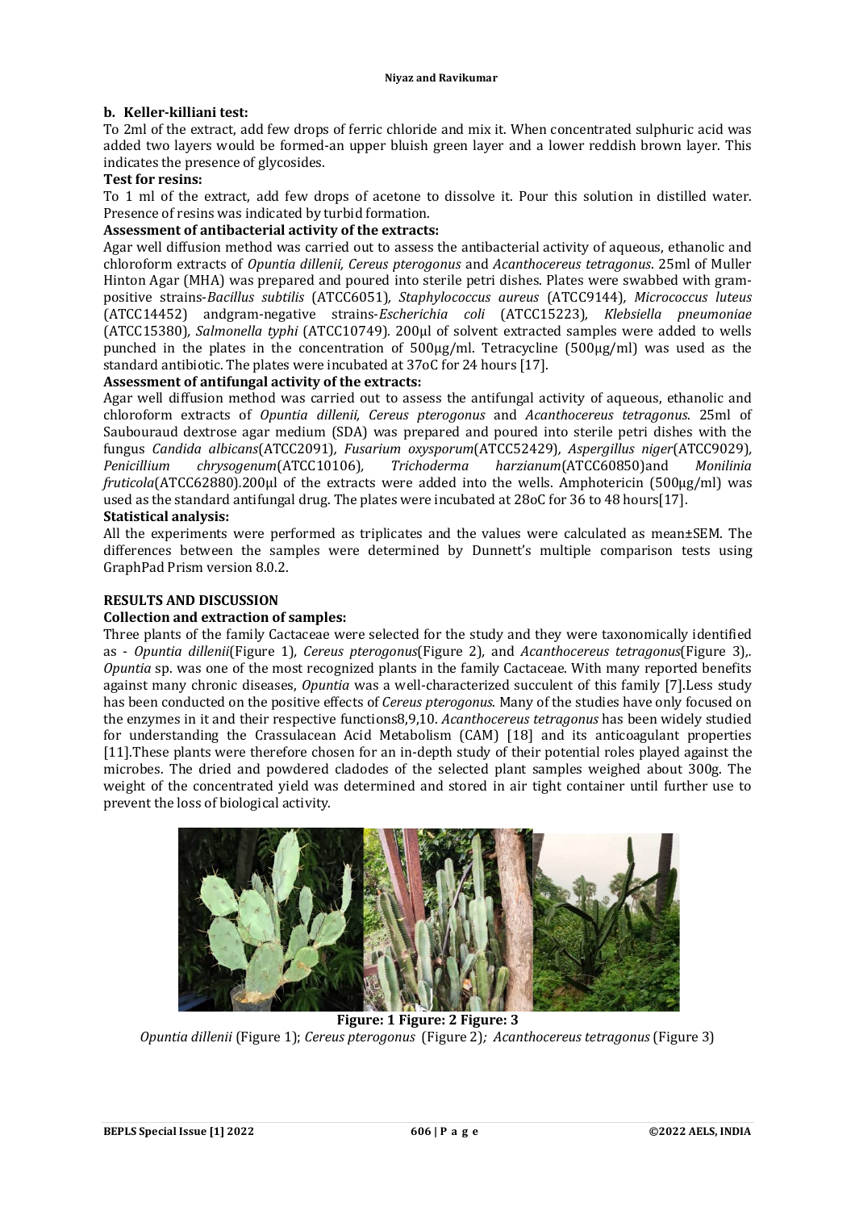#### b. Keller-killiani test:

To 2ml of the extract, add few drops of ferric chloride and mix it. When concentrated sulphuric acid was added two layers would be formed-an upper bluish green layer and a lower reddish brown layer. This indicates the presence of glycosides.

**Test for resins:**

To 1 ml of the extract, add few drops of acetone to dissolve it. Pour this solution in distilled water. Presence of resins was indicated by turbid formation.

**Assessment of antibacterial activity of the extracts:**

Agar well diffusion method was carried out to assess the antibacterial activity of aqueous, ethanolic and chloroform extracts of *Opuntia dillenii, Cereus pterogonus* and *Acanthocereus tetragonus*. 25ml of Muller Hinton Agar (MHA) was prepared and poured into sterile petri dishes. Plates were swabbed with gram-positive strains-*Bacillus subtilis* (ATCC6051), *Staphylococcus aureus* (ATCC9144), *Micrococcus luteus* (ATCC14452) andgram-negative strains-*Escherichia coli* (ATCC15223), *Klebsiella pneumoniae* (ATCC15380), *Salmonella typhi* (ATCC10749). 200µl of solvent extracted samples were added to wells punched in the plates in the concentration of 500µg/ml. Tetracycline (500µg/ml) was used as the standard antibiotic. The plates were incubated at 37oC for 24 hours [17].

**Assessment of antifungal activity of the extracts:**

Agar well diffusion method was carried out to assess the antifungal activity of aqueous, ethanolic and chloroform extracts of *Opuntia dillenii, Cereus pterogonus* and *Acanthocereus tetragonus*. 25ml of Saubouraud dextrose agar medium (SDA) was prepared and poured into sterile petri dishes with the fungus *Candida albicans*(ATCC2091), *Fusarium oxysporum*(ATCC52429), *Aspergillus niger*(ATCC9029), *Penicillium chrysogenum*(ATCC10106), *Trichoderma harzianum*(ATCC60850)and *Monilinia fruticola*(ATCC62880).200µl of the extracts were added into the wells. Amphotericin (500µg/ml) was used as the standard antifungal drug. The plates were incubated at 28oC for 36 to 48 hours[17].

**Statistical analysis:**

All the experiments were performed as triplicates and the values were calculated as mean±SEM. The differences between the samples were determined by Dunnett's multiple comparison tests using GraphPad Prism version 8.0.2.

## RESULTS AND DISCUSSION

**Collection and extraction of samples:**

Three plants of the family Cactaceae were selected for the study and they were taxonomically identified as - *Opuntia dillenii*(Figure 1), *Cereus pterogonus*(Figure 2), and *Acanthocereus tetragonus*(Figure 3),. *Opuntia* sp. was one of the most recognized plants in the family Cactaceae. With many reported benefits against many chronic diseases, *Opuntia* was a well-characterized succulent of this family [7].Less study has been conducted on the positive effects of *Cereus pterogonus*. Many of the studies have only focused on the enzymes in it and their respective functions8,9,10. *Acanthocereus tetragonus* has been widely studied for understanding the Crassulacean Acid Metabolism (CAM) [18] and its anticoagulant properties [11].These plants were therefore chosen for an in-depth study of their potential roles played against the microbes. The dried and powdered cladodes of the selected plant samples weighed about 300g. The weight of the concentrated yield was determined and stored in air tight container until further use to prevent the loss of biological activity.

**Figure: 1 Figure: 2 Figure: 3**

*Opuntia dillenii* (Figure 1); *Cereus pterogonus* (Figure 2); *Acanthocereus tetragonus* (Figure 3)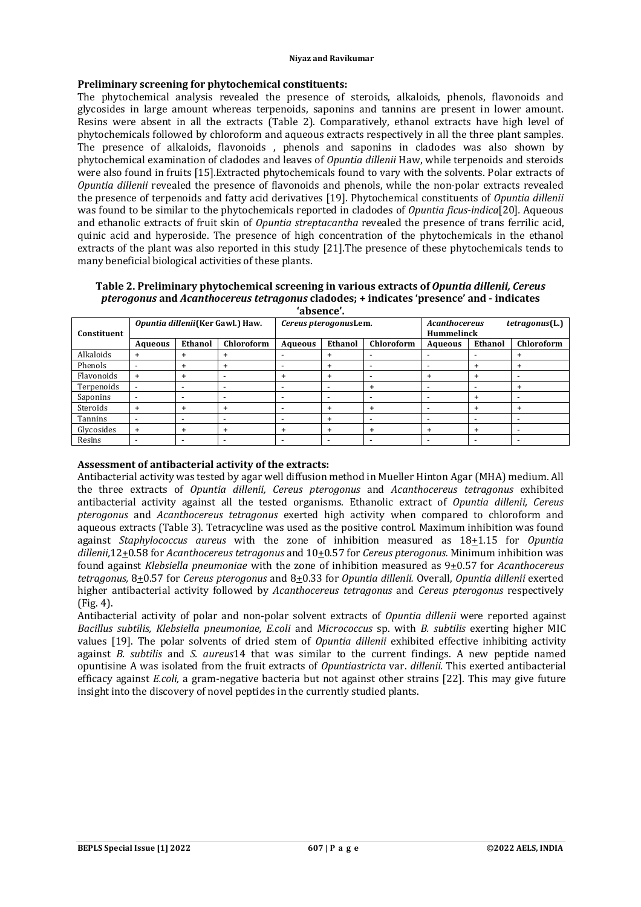**Preliminary screening for phytochemical constituents:**

The phytochemical analysis revealed the presence of steroids, alkaloids, phenols, flavonoids and glycosides in large amount whereas terpenoids, saponins and tannins are present in lower amount. Resins were absent in all the extracts (Table 2). Comparatively, ethanol extracts have high level of phytochemicals followed by chloroform and aqueous extracts respectively in all the three plant samples. The presence of alkaloids, flavonoids , phenols and saponins in cladodes was also shown by phytochemical examination of cladodes and leaves of *Opuntia dillenii* Haw, while terpenoids and steroids were also found in fruits [15].Extracted phytochemicals found to vary with the solvents. Polar extracts of *Opuntia dillenii* revealed the presence of flavonoids and phenols, while the non-polar extracts revealed the presence of terpenoids and fatty acid derivatives [19]. Phytochemical constituents of *Opuntia dillenii* was found to be similar to the phytochemicals reported in cladodes of *Opuntia ficus-indica*[20]. Aqueous and ethanolic extracts of fruit skin of *Opuntia streptacantha* revealed the presence of trans ferrilic acid, quinic acid and hyperoside. The presence of high concentration of the phytochemicals in the ethanol extracts of the plant was also reported in this study [21].The presence of these phytochemicals tends to many beneficial biological activities of these plants.

**Table 2. Preliminary phytochemical screening in various extracts of *Opuntia dillenii, Cereus pterogonus* and *Acanthocereus tetragonus* cladodes; + indicates 'presence' and - indicates 'absence'.**

| Constituent | *Opuntia dillenii*(Ker Gawl.) Haw. | | | *Cereus pterogonus*Lem. | | | *Acanthocereus tetragonus*(L.) Hummelinck | | |
|---|---|---|---|---|---|---|---|---|---|
| | Aqueous | Ethanol | Chloroform | Aqueous | Ethanol | Chloroform | Aqueous | Ethanol | Chloroform |
| Alkaloids | + | + | + | - | + | - | - | - | + |
| Phenols | - | + | + | - | + | - | - | + | + |
| Flavonoids | + | + | - | + | + | - | + | + | - |
| Terpenoids | - | - | - | - | - | + | - | - | + |
| Saponins | - | - | - | - | - | - | - | + | - |
| Steroids | + | + | + | - | + | + | - | + | + |
| Tannins | - | - | - | - | + | - | - | - | - |
| Glycosides | + | + | + | + | + | + | + | + | - |
| Resins | - | - | - | - | - | - | - | - | - |

**Assessment of antibacterial activity of the extracts:**

Antibacterial activity was tested by agar well diffusion method in Mueller Hinton Agar (MHA) medium. All the three extracts of *Opuntia dillenii, Cereus pterogonus* and *Acanthocereus tetragonus* exhibited antibacterial activity against all the tested organisms. Ethanolic extract of *Opuntia dillenii, Cereus pterogonus* and *Acanthocereus tetragonus* exerted high activity when compared to chloroform and aqueous extracts (Table 3). Tetracycline was used as the positive control. Maximum inhibition was found against *Staphylococcus aureus* with the zone of inhibition measured as 18±1.15 for *Opuntia dillenii,*12±0.58 for *Acanthocereus tetragonus* and 10±0.57 for *Cereus pterogonus.* Minimum inhibition was found against *Klebsiella pneumoniae* with the zone of inhibition measured as 9±0.57 for *Acanthocereus tetragonus,* 8±0.57 for *Cereus pterogonus* and 8±0.33 for *Opuntia dillenii.* Overall, *Opuntia dillenii* exerted higher antibacterial activity followed by *Acanthocereus tetragonus* and *Cereus pterogonus* respectively (Fig. 4).

Antibacterial activity of polar and non-polar solvent extracts of *Opuntia dillenii* were reported against *Bacillus subtilis, Klebsiella pneumoniae, E.coli* and *Micrococcus* sp. with *B. subtilis* exerting higher MIC values [19]. The polar solvents of dried stem of *Opuntia dillenii* exhibited effective inhibiting activity against *B. subtilis* and *S. aureus*14 that was similar to the current findings. A new peptide named opuntisine A was isolated from the fruit extracts of *Opuntiastricta* var. *dillenii.* This exerted antibacterial efficacy against *E.coli,* a gram-negative bacteria but not against other strains [22]. This may give future insight into the discovery of novel peptides in the currently studied plants.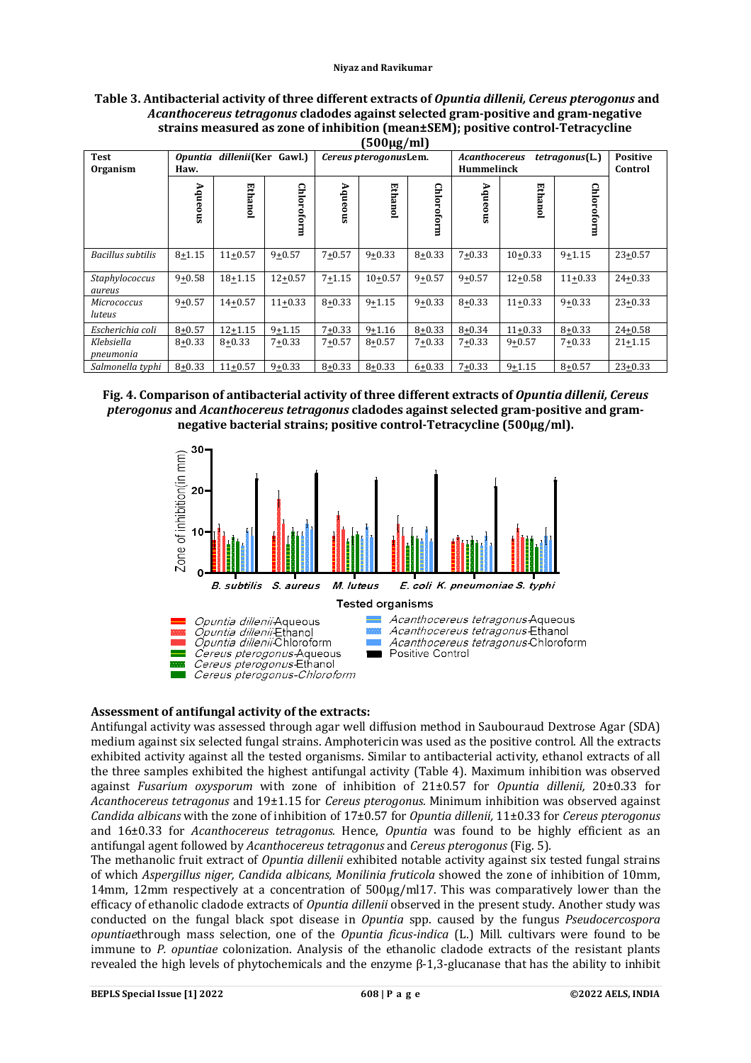**Table 3. Antibacterial activity of three different extracts of *Opuntia dillenii, Cereus pterogonus* and *Acanthocereus tetragonus* cladodes against selected gram-positive and gram-negative strains measured as zone of inhibition (mean±SEM); positive control-Tetracycline (500μg/ml)**

| Test Organism | *Opuntia dillenii*(Ker Gawl.) Haw. | | | *Cereus pterogonus*Lem. | | | *Acanthocereus tetragonus*(L.) Hummelinck | | | Positive Control |
|---|---|---|---|---|---|---|---|---|---|---|
| | Aqueous | Ethanol | Chloroform | Aqueous | Ethanol | Chloroform | Aqueous | Ethanol | Chloroform | |
| *Bacillus subtilis* | 8±1.15 | 11±0.57 | 9±0.57 | 7±0.57 | 9±0.33 | 8±0.33 | 7±0.33 | 10±0.33 | 9±1.15 | 23±0.57 |
| *Staphylococcus aureus* | 9±0.58 | 18±1.15 | 12±0.57 | 7±1.15 | 10±0.57 | 9±0.57 | 9±0.57 | 12±0.58 | 11±0.33 | 24±0.33 |
| *Micrococcus luteus* | 9±0.57 | 14±0.57 | 11±0.33 | 8±0.33 | 9±1.15 | 9±0.33 | 8±0.33 | 11±0.33 | 9±0.33 | 23±0.33 |
| *Escherichia coli* | 8±0.57 | 12±1.15 | 9±1.15 | 7±0.33 | 9±1.16 | 8±0.33 | 8±0.34 | 11±0.33 | 8±0.33 | 24±0.58 |
| *Klebsiella pneumonia* | 8±0.33 | 8±0.33 | 7±0.33 | 7±0.57 | 8±0.57 | 7±0.33 | 7±0.33 | 9±0.57 | 7±0.33 | 21±1.15 |
| *Salmonella typhi* | 8±0.33 | 11±0.57 | 9±0.33 | 8±0.33 | 8±0.33 | 6±0.33 | 7±0.33 | 9±1.15 | 8±0.57 | 23±0.33 |

**Fig. 4. Comparison of antibacterial activity of three different extracts of *Opuntia dillenii, Cereus pterogonus* and *Acanthocereus tetragonus* cladodes against selected gram-positive and gram-negative bacterial strains; positive control-Tetracycline (500μg/ml).**

## Assessment of antifungal activity of the extracts:

Antifungal activity was assessed through agar well diffusion method in Saubouraud Dextrose Agar (SDA) medium against six selected fungal strains. Amphotericin was used as the positive control. All the extracts exhibited activity against all the tested organisms. Similar to antibacterial activity, ethanol extracts of all the three samples exhibited the highest antifungal activity (Table 4). Maximum inhibition was observed against *Fusarium oxysporum* with zone of inhibition of 21±0.57 for *Opuntia dillenii,* 20±0.33 for *Acanthocereus tetragonus* and 19±1.15 for *Cereus pterogonus.* Minimum inhibition was observed against *Candida albicans* with the zone of inhibition of 17±0.57 for *Opuntia dillenii,* 11±0.33 for *Cereus pterogonus* and 16±0.33 for *Acanthocereus tetragonus.* Hence, *Opuntia* was found to be highly efficient as an antifungal agent followed by *Acanthocereus tetragonus* and *Cereus pterogonus* (Fig. 5).

The methanolic fruit extract of *Opuntia dillenii* exhibited notable activity against six tested fungal strains of which *Aspergillus niger, Candida albicans, Monilinia fruticola* showed the zone of inhibition of 10mm, 14mm, 12mm respectively at a concentration of 500μg/ml17. This was comparatively lower than the efficacy of ethanolic cladode extracts of *Opuntia dillenii* observed in the present study. Another study was conducted on the fungal black spot disease in *Opuntia* spp. caused by the fungus *Pseudocercospora opuntiae*through mass selection, one of the *Opuntia ficus-indica* (L.) Mill. cultivars were found to be immune to *P. opuntiae* colonization. Analysis of the ethanolic cladode extracts of the resistant plants revealed the high levels of phytochemicals and the enzyme β-1,3-glucanase that has the ability to inhibit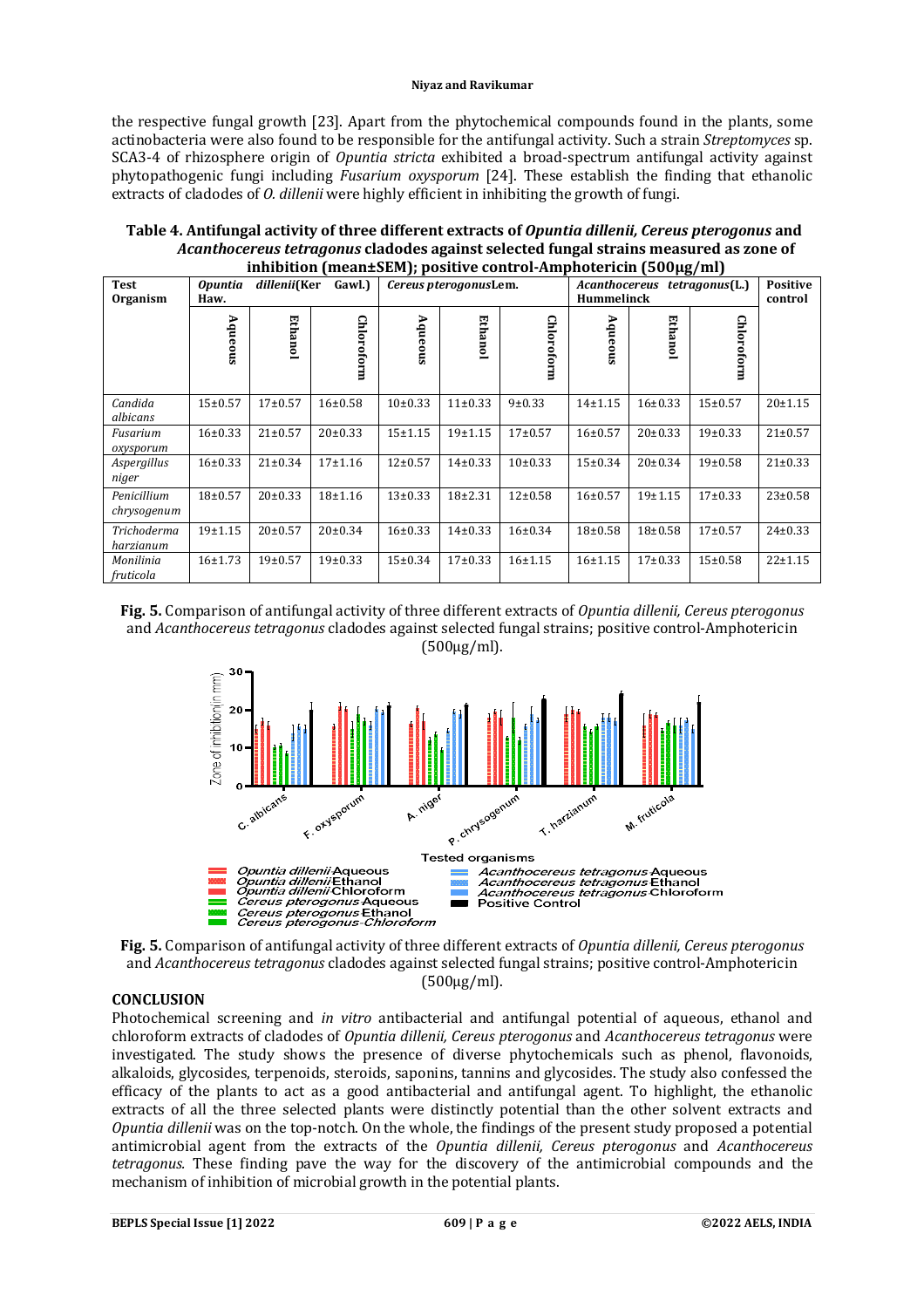the respective fungal growth [23]. Apart from the phytochemical compounds found in the plants, some actinobacteria were also found to be responsible for the antifungal activity. Such a strain *Streptomyces* sp. SCA3-4 of rhizosphere origin of *Opuntia stricta* exhibited a broad-spectrum antifungal activity against phytopathogenic fungi including *Fusarium oxysporum* [24]. These establish the finding that ethanolic extracts of cladodes of *O. dillenii* were highly efficient in inhibiting the growth of fungi.

**Table 4. Antifungal activity of three different extracts of *Opuntia dillenii, Cereus pterogonus* and *Acanthocereus tetragonus* cladodes against selected fungal strains measured as zone of inhibition (mean±SEM); positive control-Amphotericin (500µg/ml)**

| Test Organism | *Opuntia dillenii*(Ker Gawl.) Haw. | | | *Cereus pterogonus*Lem. | | | *Acanthocereus tetragonus*(L.) Hummelinck | | | Positive control |
|---|---|---|---|---|---|---|---|---|---|---|
| | Aqueous | Ethanol | Chloroform | Aqueous | Ethanol | Chloroform | Aqueous | Ethanol | Chloroform | |
| *Candida albicans* | 15±0.57 | 17±0.57 | 16±0.58 | 10±0.33 | 11±0.33 | 9±0.33 | 14±1.15 | 16±0.33 | 15±0.57 | 20±1.15 |
| *Fusarium oxysporum* | 16±0.33 | 21±0.57 | 20±0.33 | 15±1.15 | 19±1.15 | 17±0.57 | 16±0.57 | 20±0.33 | 19±0.33 | 21±0.57 |
| *Aspergillus niger* | 16±0.33 | 21±0.34 | 17±1.16 | 12±0.57 | 14±0.33 | 10±0.33 | 15±0.34 | 20±0.34 | 19±0.58 | 21±0.33 |
| *Penicillium chrysogenum* | 18±0.57 | 20±0.33 | 18±1.16 | 13±0.33 | 18±2.31 | 12±0.58 | 16±0.57 | 19±1.15 | 17±0.33 | 23±0.58 |
| *Trichoderma harzianum* | 19±1.15 | 20±0.57 | 20±0.34 | 16±0.33 | 14±0.33 | 16±0.34 | 18±0.58 | 18±0.58 | 17±0.57 | 24±0.33 |
| *Monilinia fruticola* | 16±1.73 | 19±0.57 | 19±0.33 | 15±0.34 | 17±0.33 | 16±1.15 | 16±1.15 | 17±0.33 | 15±0.58 | 22±1.15 |

**Fig. 5.** Comparison of antifungal activity of three different extracts of *Opuntia dillenii, Cereus pterogonus* and *Acanthocereus tetragonus* cladodes against selected fungal strains; positive control-Amphotericin (500µg/ml).

**Fig. 5.** Comparison of antifungal activity of three different extracts of *Opuntia dillenii, Cereus pterogonus* and *Acanthocereus tetragonus* cladodes against selected fungal strains; positive control-Amphotericin (500µg/ml).

## CONCLUSION

Photochemical screening and *in vitro* antibacterial and antifungal potential of aqueous, ethanol and chloroform extracts of cladodes of *Opuntia dillenii, Cereus pterogonus* and *Acanthocereus tetragonus* were investigated. The study shows the presence of diverse phytochemicals such as phenol, flavonoids, alkaloids, glycosides, terpenoids, steroids, saponins, tannins and glycosides. The study also confessed the efficacy of the plants to act as a good antibacterial and antifungal agent. To highlight, the ethanolic extracts of all the three selected plants were distinctly potential than the other solvent extracts and *Opuntia dillenii* was on the top-notch. On the whole, the findings of the present study proposed a potential antimicrobial agent from the extracts of the *Opuntia dillenii, Cereus pterogonus* and *Acanthocereus tetragonus.* These finding pave the way for the discovery of the antimicrobial compounds and the mechanism of inhibition of microbial growth in the potential plants.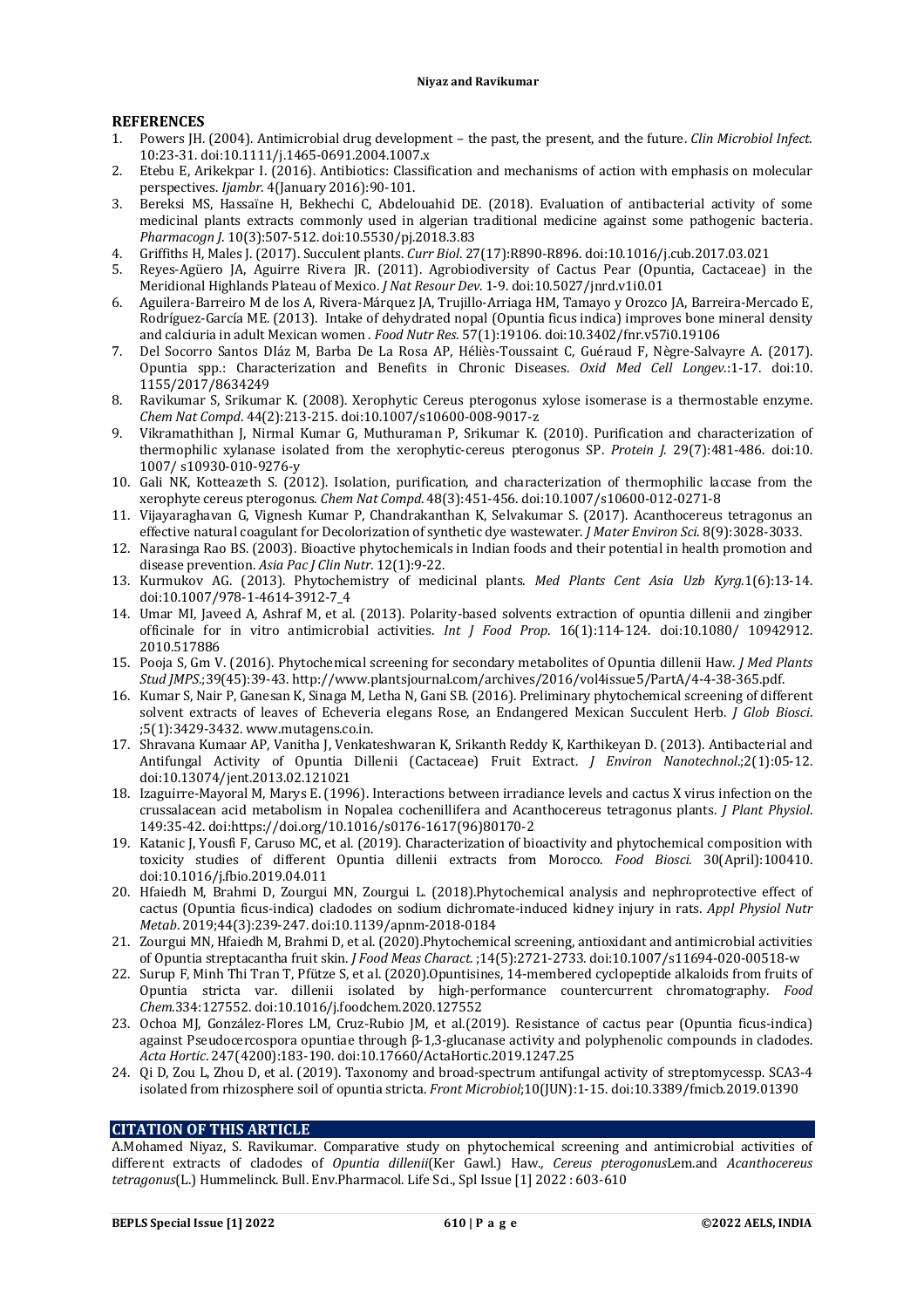## REFERENCES

1. Powers JH. (2004). Antimicrobial drug development – the past, the present, and the future. *Clin Microbiol Infect*. 10:23-31. doi:10.1111/j.1465-0691.2004.1007.x
2. Etebu E, Arikekpar I. (2016). Antibiotics: Classification and mechanisms of action with emphasis on molecular perspectives. *Ijambr*. 4(January 2016):90-101.
3. Bereksi MS, Hassaïne H, Bekhechi C, Abdelouahid DE. (2018). Evaluation of antibacterial activity of some medicinal plants extracts commonly used in algerian traditional medicine against some pathogenic bacteria. *Pharmacogn J*. 10(3):507-512. doi:10.5530/pj.2018.3.83
4. Griffiths H, Males J. (2017). Succulent plants. *Curr Biol*. 27(17):R890-R896. doi:10.1016/j.cub.2017.03.021
5. Reyes-Agüero JA, Aguirre Rivera JR. (2011). Agrobiodiversity of Cactus Pear (Opuntia, Cactaceae) in the Meridional Highlands Plateau of Mexico. *J Nat Resour Dev*. 1-9. doi:10.5027/jnrd.v1i0.01
6. Aguilera-Barreiro M de los A, Rivera-Márquez JA, Trujillo-Arriaga HM, Tamayo y Orozco JA, Barreira-Mercado E, Rodríguez-García ME. (2013). Intake of dehydrated nopal (Opuntia ficus indica) improves bone mineral density and calciuria in adult Mexican women . *Food Nutr Res*. 57(1):19106. doi:10.3402/fnr.v57i0.19106
7. Del Socorro Santos DIáz M, Barba De La Rosa AP, Héliès-Toussaint C, Guéraud F, Nègre-Salvayre A. (2017). Opuntia spp.: Characterization and Benefits in Chronic Diseases. *Oxid Med Cell Longev*.:1-17. doi:10. 1155/2017/8634249
8. Ravikumar S, Srikumar K. (2008). Xerophytic Cereus pterogonus xylose isomerase is a thermostable enzyme. *Chem Nat Compd*. 44(2):213-215. doi:10.1007/s10600-008-9017-z
9. Vikramathithan J, Nirmal Kumar G, Muthuraman P, Srikumar K. (2010). Purification and characterization of thermophilic xylanase isolated from the xerophytic-cereus pterogonus SP. *Protein J*. 29(7):481-486. doi:10. 1007/ s10930-010-9276-y
10. Gali NK, Kotteazeth S. (2012). Isolation, purification, and characterization of thermophilic laccase from the xerophyte cereus pterogonus. *Chem Nat Compd*. 48(3):451-456. doi:10.1007/s10600-012-0271-8
11. Vijayaraghavan G, Vignesh Kumar P, Chandrakanthan K, Selvakumar S. (2017). Acanthocereus tetragonus an effective natural coagulant for Decolorization of synthetic dye wastewater. *J Mater Environ Sci*. 8(9):3028-3033.
12. Narasinga Rao BS. (2003). Bioactive phytochemicals in Indian foods and their potential in health promotion and disease prevention. *Asia Pac J Clin Nutr*. 12(1):9-22.
13. Kurmukov AG. (2013). Phytochemistry of medicinal plants. *Med Plants Cent Asia Uzb Kyrg*.1(6):13-14. doi:10.1007/978-1-4614-3912-7_4
14. Umar MI, Javeed A, Ashraf M, et al. (2013). Polarity-based solvents extraction of opuntia dillenii and zingiber officinale for in vitro antimicrobial activities. *Int J Food Prop*. 16(1):114-124. doi:10.1080/ 10942912. 2010.517886
15. Pooja S, Gm V. (2016). Phytochemical screening for secondary metabolites of Opuntia dillenii Haw. *J Med Plants Stud JMPS*.;39(45):39-43. http://www.plantsjournal.com/archives/2016/vol4issue5/PartA/4-4-38-365.pdf.
16. Kumar S, Nair P, Ganesan K, Sinaga M, Letha N, Gani SB. (2016). Preliminary phytochemical screening of different solvent extracts of leaves of Echeveria elegans Rose, an Endangered Mexican Succulent Herb. *J Glob Biosci*. ;5(1):3429-3432. www.mutagens.co.in.
17. Shravana Kumaar AP, Vanitha J, Venkateshwaran K, Srikanth Reddy K, Karthikeyan D. (2013). Antibacterial and Antifungal Activity of Opuntia Dillenii (Cactaceae) Fruit Extract. *J Environ Nanotechnol*.;2(1):05-12. doi:10.13074/jent.2013.02.121021
18. Izaguirre-Mayoral M, Marys E. (1996). Interactions between irradiance levels and cactus X virus infection on the crussalacean acid metabolism in Nopalea cochenillifera and Acanthocereus tetragonus plants. *J Plant Physiol*. 149:35-42. doi:https://doi.org/10.1016/s0176-1617(96)80170-2
19. Katanic J, Yousfi F, Caruso MC, et al. (2019). Characterization of bioactivity and phytochemical composition with toxicity studies of different Opuntia dillenii extracts from Morocco. *Food Biosci*. 30(April):100410. doi:10.1016/j.fbio.2019.04.011
20. Hfaiedh M, Brahmi D, Zourgui MN, Zourgui L. (2018).Phytochemical analysis and nephroprotective effect of cactus (Opuntia ficus-indica) cladodes on sodium dichromate-induced kidney injury in rats. *Appl Physiol Nutr Metab*. 2019;44(3):239-247. doi:10.1139/apnm-2018-0184
21. Zourgui MN, Hfaiedh M, Brahmi D, et al. (2020).Phytochemical screening, antioxidant and antimicrobial activities of Opuntia streptacantha fruit skin. *J Food Meas Charact*. ;14(5):2721-2733. doi:10.1007/s11694-020-00518-w
22. Surup F, Minh Thi Tran T, Pfütze S, et al. (2020).Opuntisines, 14-membered cyclopeptide alkaloids from fruits of Opuntia stricta var. dillenii isolated by high-performance countercurrent chromatography. *Food Chem*.334:127552. doi:10.1016/j.foodchem.2020.127552
23. Ochoa MJ, González-Flores LM, Cruz-Rubio JM, et al.(2019). Resistance of cactus pear (Opuntia ficus-indica) against Pseudocercospora opuntiae through β-1,3-glucanase activity and polyphenolic compounds in cladodes. *Acta Hortic*. 247(4200):183-190. doi:10.17660/ActaHortic.2019.1247.25
24. Qi D, Zou L, Zhou D, et al. (2019). Taxonomy and broad-spectrum antifungal activity of streptomycessp. SCA3-4 isolated from rhizosphere soil of opuntia stricta. *Front Microbiol*;10(JUN):1-15. doi:10.3389/fmicb.2019.01390

## CITATION OF THIS ARTICLE

A.Mohamed Niyaz, S. Ravikumar. Comparative study on phytochemical screening and antimicrobial activities of different extracts of cladodes of *Opuntia dillenii*(Ker Gawl.) Haw., *Cereus pterogonus*Lem.and *Acanthocereus tetragonus*(L.) Hummelinck. Bull. Env.Pharmacol. Life Sci., Spl Issue [1] 2022 : 603-610